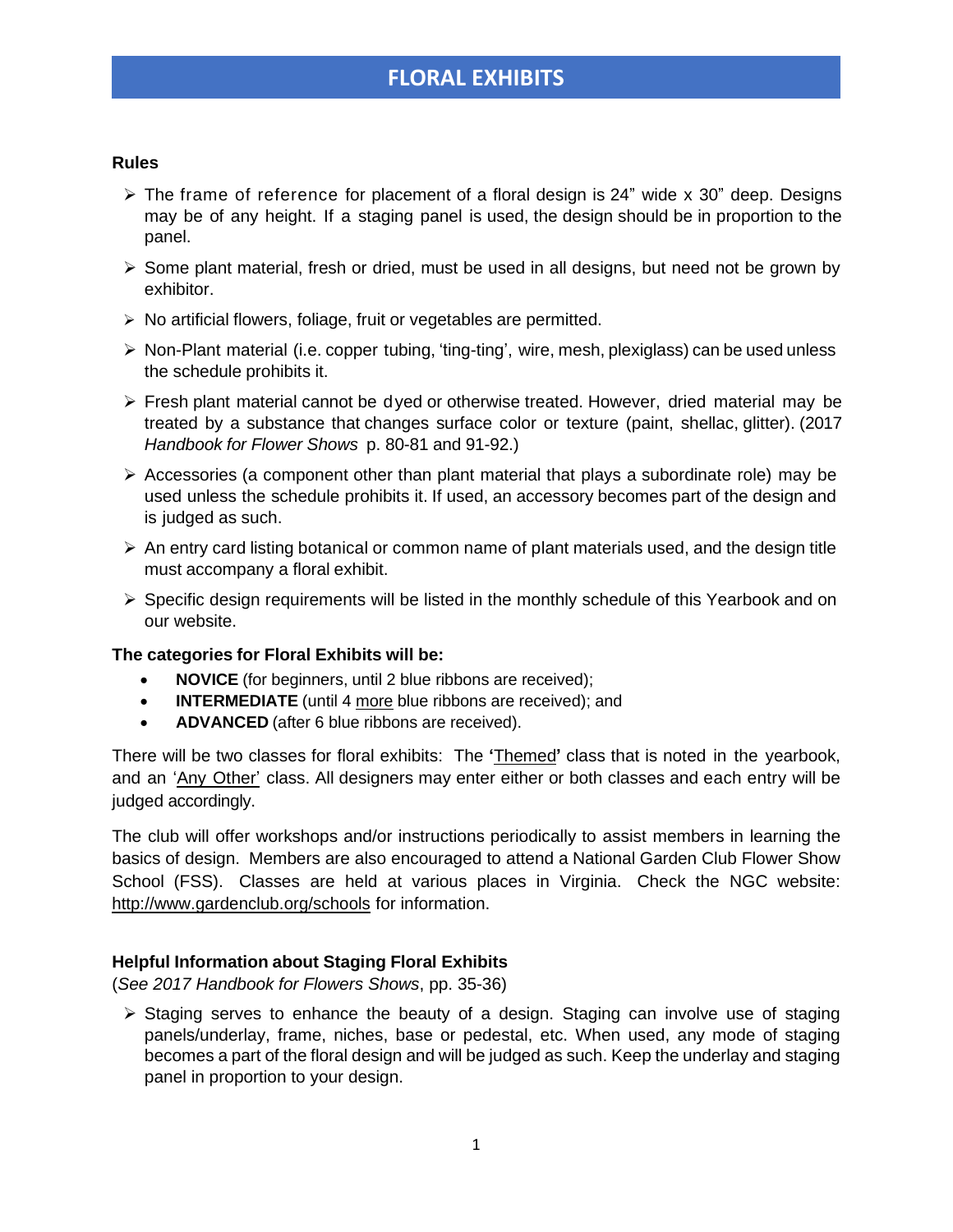# FLORAL EXHIBITS

**Rules**

- The frame of reference for placement of a floral design is 24" wide x 30" deep. Designs may be of any height. If a staging panel is used, the design should be in proportion to the panel.
- Some plant material, fresh or dried, must be used in all designs, but need not be grown by exhibitor.
- No artificial flowers, foliage, fruit or vegetables are permitted.
- Non-Plant material (i.e. copper tubing, 'ting-ting', wire, mesh, plexiglass) can be used unless the schedule prohibits it.
- Fresh plant material cannot be dyed or otherwise treated. However, dried material may be treated by a substance that changes surface color or texture (paint, shellac, glitter). (2017 *Handbook for Flower Shows* p. 80-81 and 91-92.)
- Accessories (a component other than plant material that plays a subordinate role) may be used unless the schedule prohibits it. If used, an accessory becomes part of the design and is judged as such.
- An entry card listing botanical or common name of plant materials used, and the design title must accompany a floral exhibit.
- Specific design requirements will be listed in the monthly schedule of this Yearbook and on our website.

**The categories for Floral Exhibits will be:**

- **NOVICE** (for beginners, until 2 blue ribbons are received);
- **INTERMEDIATE** (until 4 more blue ribbons are received); and
- **ADVANCED** (after 6 blue ribbons are received).

There will be two classes for floral exhibits: The **'**Themed**'** class that is noted in the yearbook, and an 'Any Other' class. All designers may enter either or both classes and each entry will be judged accordingly.

The club will offer workshops and/or instructions periodically to assist members in learning the basics of design. Members are also encouraged to attend a National Garden Club Flower Show School (FSS). Classes are held at various places in Virginia. Check the NGC website: http://www.gardenclub.org/schools for information.

**Helpful Information about Staging Floral Exhibits**

(*See 2017 Handbook for Flowers Shows*, pp. 35-36)

- Staging serves to enhance the beauty of a design. Staging can involve use of staging panels/underlay, frame, niches, base or pedestal, etc. When used, any mode of staging becomes a part of the floral design and will be judged as such. Keep the underlay and staging panel in proportion to your design.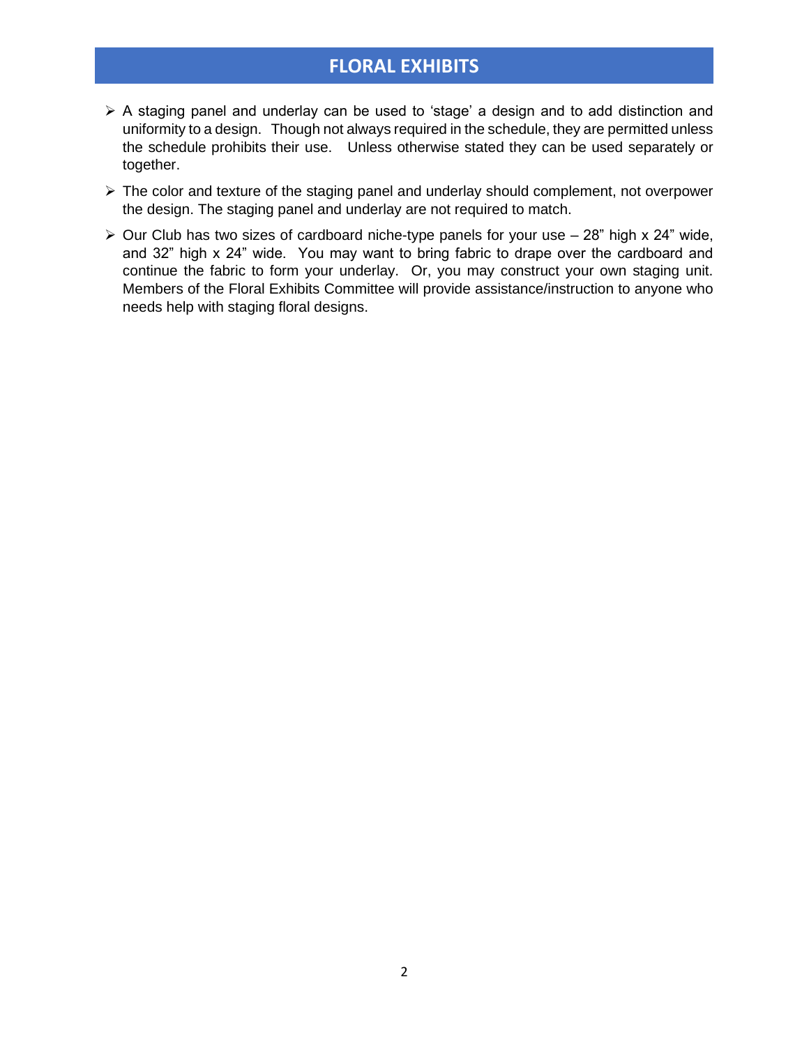## FLORAL EXHIBITS

- A staging panel and underlay can be used to 'stage' a design and to add distinction and uniformity to a design. Though not always required in the schedule, they are permitted unless the schedule prohibits their use. Unless otherwise stated they can be used separately or together.
- The color and texture of the staging panel and underlay should complement, not overpower the design. The staging panel and underlay are not required to match.
- Our Club has two sizes of cardboard niche-type panels for your use – 28" high x 24" wide, and 32" high x 24" wide. You may want to bring fabric to drape over the cardboard and continue the fabric to form your underlay. Or, you may construct your own staging unit. Members of the Floral Exhibits Committee will provide assistance/instruction to anyone who needs help with staging floral designs.